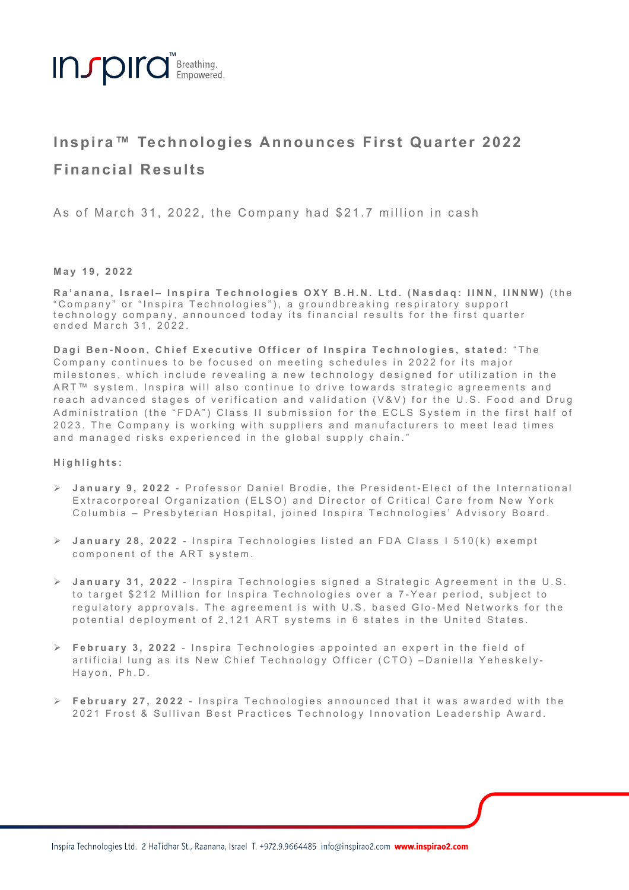# Inspira™ Technologies Announces First Quarter 2022 Financial Results

As of March 31, 2022, the Company had $21.7 million in cash

**May 19, 2022**

**Ra'anana, Israel– Inspira Technologies OXY B.H.N. Ltd. (Nasdaq: IINN, IINNW)** (the "Company" or "Inspira Technologies"), a groundbreaking respiratory support technology company, announced today its financial results for the first quarter ended March 31, 2022.

**Dagi Ben-Noon, Chief Executive Officer of Inspira Technologies, stated:** "The Company continues to be focused on meeting schedules in 2022 for its major milestones, which include revealing a new technology designed for utilization in the ART™ system. Inspira will also continue to drive towards strategic agreements and reach advanced stages of verification and validation (V&V) for the U.S. Food and Drug Administration (the "FDA") Class II submission for the ECLS System in the first half of 2023. The Company is working with suppliers and manufacturers to meet lead times and managed risks experienced in the global supply chain."

**Highlights:**

- **January 9, 2022** - Professor Daniel Brodie, the President-Elect of the International Extracorporeal Organization (ELSO) and Director of Critical Care from New York Columbia – Presbyterian Hospital, joined Inspira Technologies' Advisory Board.
- **January 28, 2022** - Inspira Technologies listed an FDA Class I 510(k) exempt component of the ART system.
- **January 31, 2022** - Inspira Technologies signed a Strategic Agreement in the U.S. to target $212 Million for Inspira Technologies over a 7-Year period, subject to regulatory approvals. The agreement is with U.S. based Glo-Med Networks for the potential deployment of 2,121 ART systems in 6 states in the United States.
- **February 3, 2022** - Inspira Technologies appointed an expert in the field of artificial lung as its New Chief Technology Officer (CTO) –Daniella Yeheskely-Hayon, Ph.D.
- **February 27, 2022** - Inspira Technologies announced that it was awarded with the 2021 Frost & Sullivan Best Practices Technology Innovation Leadership Award.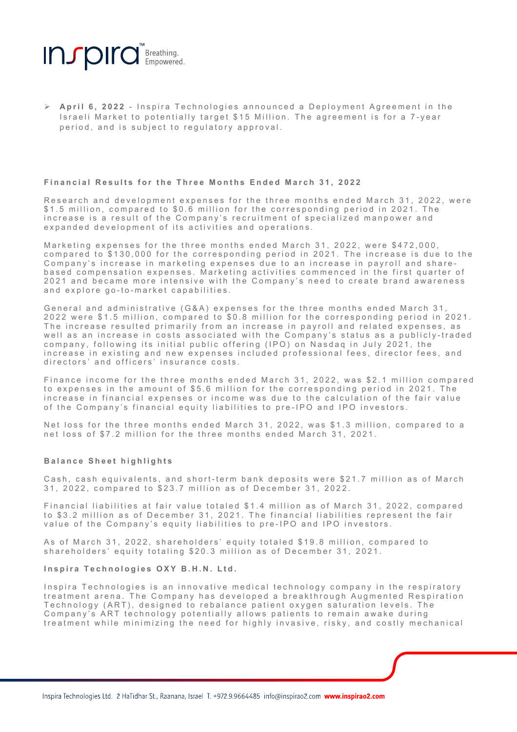- **April 6, 2022** - Inspira Technologies announced a Deployment Agreement in the Israeli Market to potentially target $15 Million. The agreement is for a 7-year period, and is subject to regulatory approval.

**Financial Results for the Three Months Ended March 31, 2022**

Research and development expenses for the three months ended March 31, 2022, were $1.5 million, compared to $0.6 million for the corresponding period in 2021. The increase is a result of the Company's recruitment of specialized manpower and expanded development of its activities and operations.

Marketing expenses for the three months ended March 31, 2022, were $472,000, compared to $130,000 for the corresponding period in 2021. The increase is due to the Company's increase in marketing expenses due to an increase in payroll and share-based compensation expenses. Marketing activities commenced in the first quarter of 2021 and became more intensive with the Company's need to create brand awareness and explore go-to-market capabilities.

General and administrative (G&A) expenses for the three months ended March 31, 2022 were $1.5 million, compared to $0.8 million for the corresponding period in 2021. The increase resulted primarily from an increase in payroll and related expenses, as well as an increase in costs associated with the Company's status as a publicly-traded company, following its initial public offering (IPO) on Nasdaq in July 2021, the increase in existing and new expenses included professional fees, director fees, and directors' and officers' insurance costs.

Finance income for the three months ended March 31, 2022, was $2.1 million compared to expenses in the amount of $5.6 million for the corresponding period in 2021. The increase in financial expenses or income was due to the calculation of the fair value of the Company's financial equity liabilities to pre-IPO and IPO investors.

Net loss for the three months ended March 31, 2022, was $1.3 million, compared to a net loss of $7.2 million for the three months ended March 31, 2021.

**Balance Sheet highlights**

Cash, cash equivalents, and short-term bank deposits were $21.7 million as of March 31, 2022, compared to $23.7 million as of December 31, 2022.

Financial liabilities at fair value totaled $1.4 million as of March 31, 2022, compared to $3.2 million as of December 31, 2021. The financial liabilities represent the fair value of the Company's equity liabilities to pre-IPO and IPO investors.

As of March 31, 2022, shareholders' equity totaled $19.8 million, compared to shareholders' equity totaling $20.3 million as of December 31, 2021.

**Inspira Technologies OXY B.H.N. Ltd.**

Inspira Technologies is an innovative medical technology company in the respiratory treatment arena. The Company has developed a breakthrough Augmented Respiration Technology (ART), designed to rebalance patient oxygen saturation levels. The Company's ART technology potentially allows patients to remain awake during treatment while minimizing the need for highly invasive, risky, and costly mechanical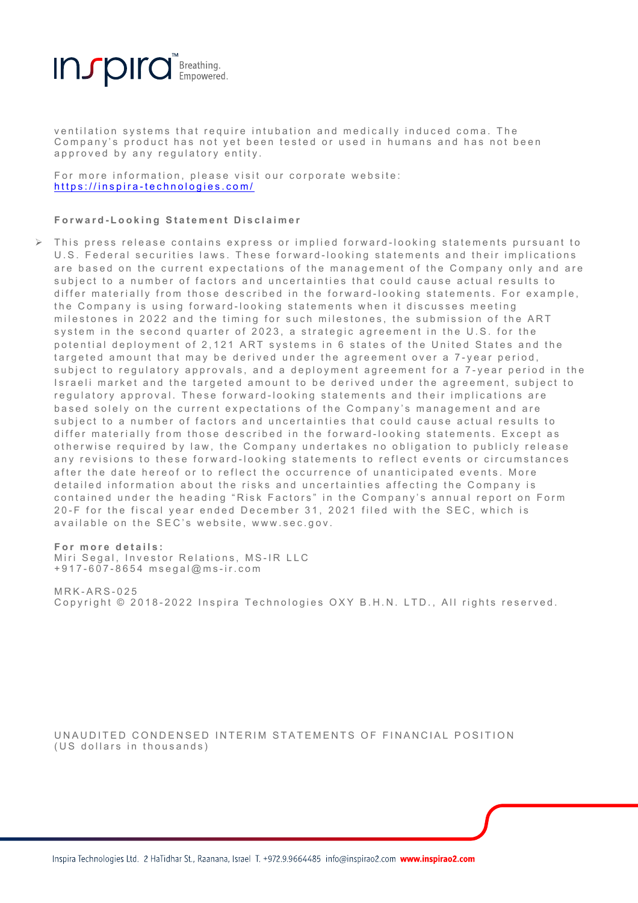ventilation systems that require intubation and medically induced coma. The Company's product has not yet been tested or used in humans and has not been approved by any regulatory entity.

For more information, please visit our corporate website: https://inspira-technologies.com/

**Forward-Looking Statement Disclaimer**

- This press release contains express or implied forward-looking statements pursuant to U.S. Federal securities laws. These forward-looking statements and their implications are based on the current expectations of the management of the Company only and are subject to a number of factors and uncertainties that could cause actual results to differ materially from those described in the forward-looking statements. For example, the Company is using forward-looking statements when it discusses meeting milestones in 2022 and the timing for such milestones, the submission of the ART system in the second quarter of 2023, a strategic agreement in the U.S. for the potential deployment of 2,121 ART systems in 6 states of the United States and the targeted amount that may be derived under the agreement over a 7-year period, subject to regulatory approvals, and a deployment agreement for a 7-year period in the Israeli market and the targeted amount to be derived under the agreement, subject to regulatory approval. These forward-looking statements and their implications are based solely on the current expectations of the Company's management and are subject to a number of factors and uncertainties that could cause actual results to differ materially from those described in the forward-looking statements. Except as otherwise required by law, the Company undertakes no obligation to publicly release any revisions to these forward-looking statements to reflect events or circumstances after the date hereof or to reflect the occurrence of unanticipated events. More detailed information about the risks and uncertainties affecting the Company is contained under the heading "Risk Factors" in the Company's annual report on Form 20-F for the fiscal year ended December 31, 2021 filed with the SEC, which is available on the SEC's website, www.sec.gov.

**For more details:**
Miri Segal, Investor Relations, MS-IR LLC
+917-607-8654 msegal@ms-ir.com

MRK-ARS-025
Copyright © 2018-2022 Inspira Technologies OXY B.H.N. LTD., All rights reserved.

UNAUDITED CONDENSED INTERIM STATEMENTS OF FINANCIAL POSITION
(US dollars in thousands)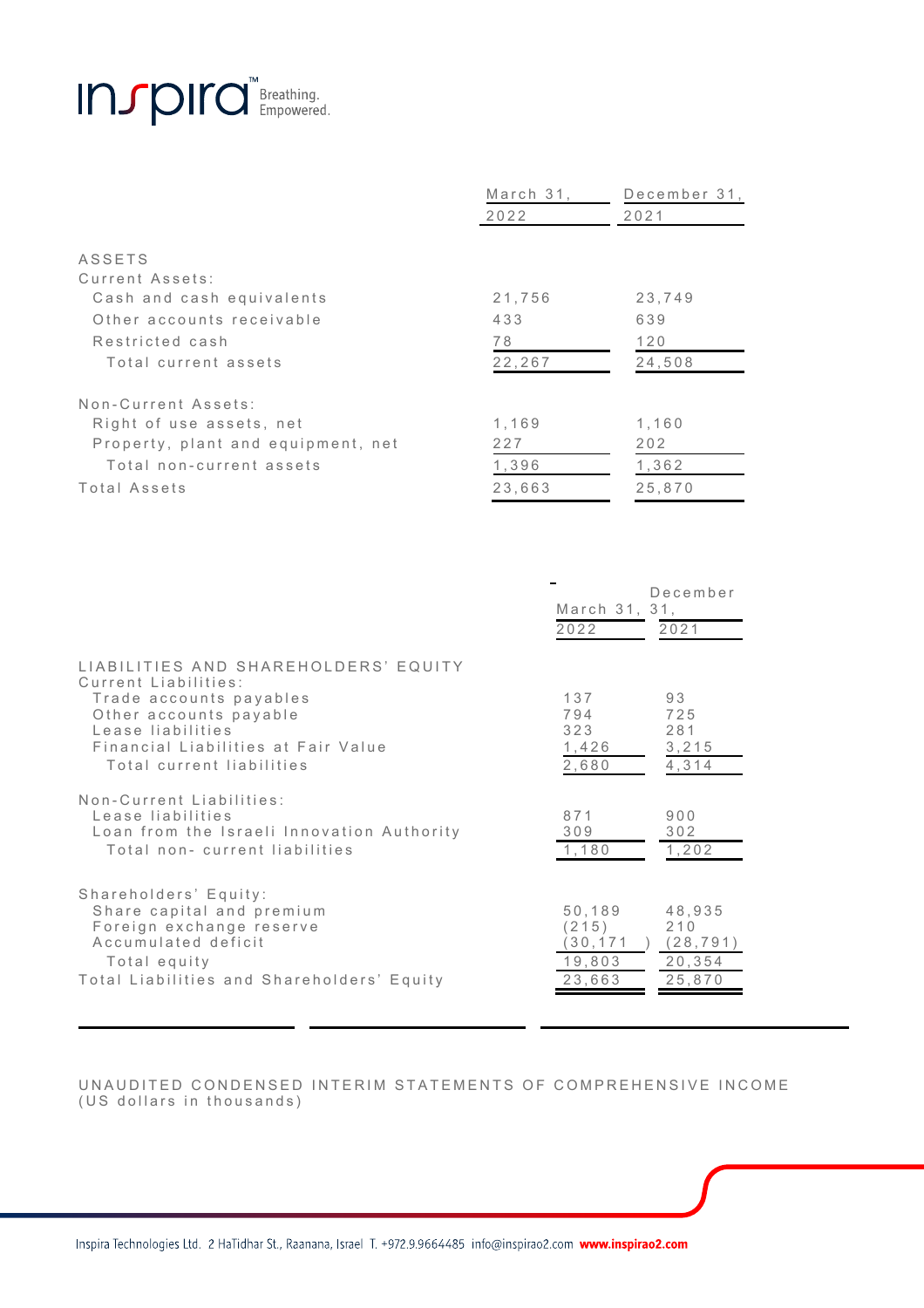| | March 31, 2022 | December 31, 2021 |
|---|---|---|
| **ASSETS** | | |
| Current Assets: | | |
| Cash and cash equivalents | 21,756 | 23,749 |
| Other accounts receivable | 433 | 639 |
| Restricted cash | 78 | 120 |
| Total current assets | 22,267 | 24,508 |
| Non-Current Assets: | | |
| Right of use assets, net | 1,169 | 1,160 |
| Property, plant and equipment, net | 227 | 202 |
| Total non-current assets | 1,396 | 1,362 |
| Total Assets | 23,663 | 25,870 |

| | March 31, 2022 | December 31, 2021 |
|---|---|---|
| **LIABILITIES AND SHAREHOLDERS' EQUITY** | | |
| Current Liabilities: | | |
| Trade accounts payables | 137 | 93 |
| Other accounts payable | 794 | 725 |
| Lease liabilities | 323 | 281 |
| Financial Liabilities at Fair Value | 1,426 | 3,215 |
| Total current liabilities | 2,680 | 4,314 |
| Non-Current Liabilities: | | |
| Lease liabilities | 871 | 900 |
| Loan from the Israeli Innovation Authority | 309 | 302 |
| Total non- current liabilities | 1,180 | 1,202 |
| Shareholders' Equity: | | |
| Share capital and premium | 50,189 | 48,935 |
| Foreign exchange reserve | (215) | 210 |
| Accumulated deficit | (30,171) | (28,791) |
| Total equity | 19,803 | 20,354 |
| Total Liabilities and Shareholders' Equity | 23,663 | 25,870 |

UNAUDITED CONDENSED INTERIM STATEMENTS OF COMPREHENSIVE INCOME
(US dollars in thousands)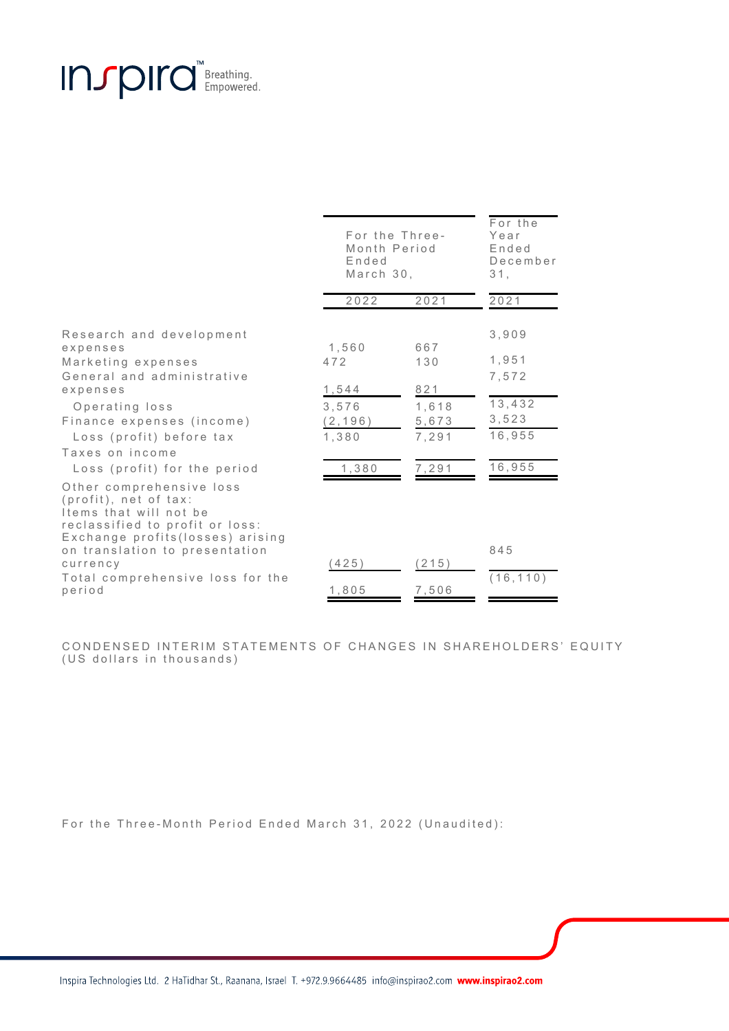| | For the Three-Month Period Ended March 30, | | For the Year Ended December 31, |
|---|---|---|---|
| | 2022 | 2021 | 2021 |
| Research and development expenses | 1,560 | 667 | 3,909 |
| Marketing expenses | 472 | 130 | 1,951 |
| General and administrative expenses | 1,544 | 821 | 7,572 |
| Operating loss | 3,576 | 1,618 | 13,432 |
| Finance expenses (income) | (2,196) | 5,673 | 3,523 |
| Loss (profit) before tax | 1,380 | 7,291 | 16,955 |
| Taxes on income | | | |
| Loss (profit) for the period | 1,380 | 7,291 | 16,955 |
| Other comprehensive loss (profit), net of tax: | | | |
| Items that will not be reclassified to profit or loss: | | | |
| Exchange profits(losses) arising on translation to presentation currency | (425) | (215) | 845 |
| Total comprehensive loss for the period | 1,805 | 7,506 | (16,110) |

CONDENSED INTERIM STATEMENTS OF CHANGES IN SHAREHOLDERS' EQUITY
(US dollars in thousands)

For the Three-Month Period Ended March 31, 2022 (Unaudited):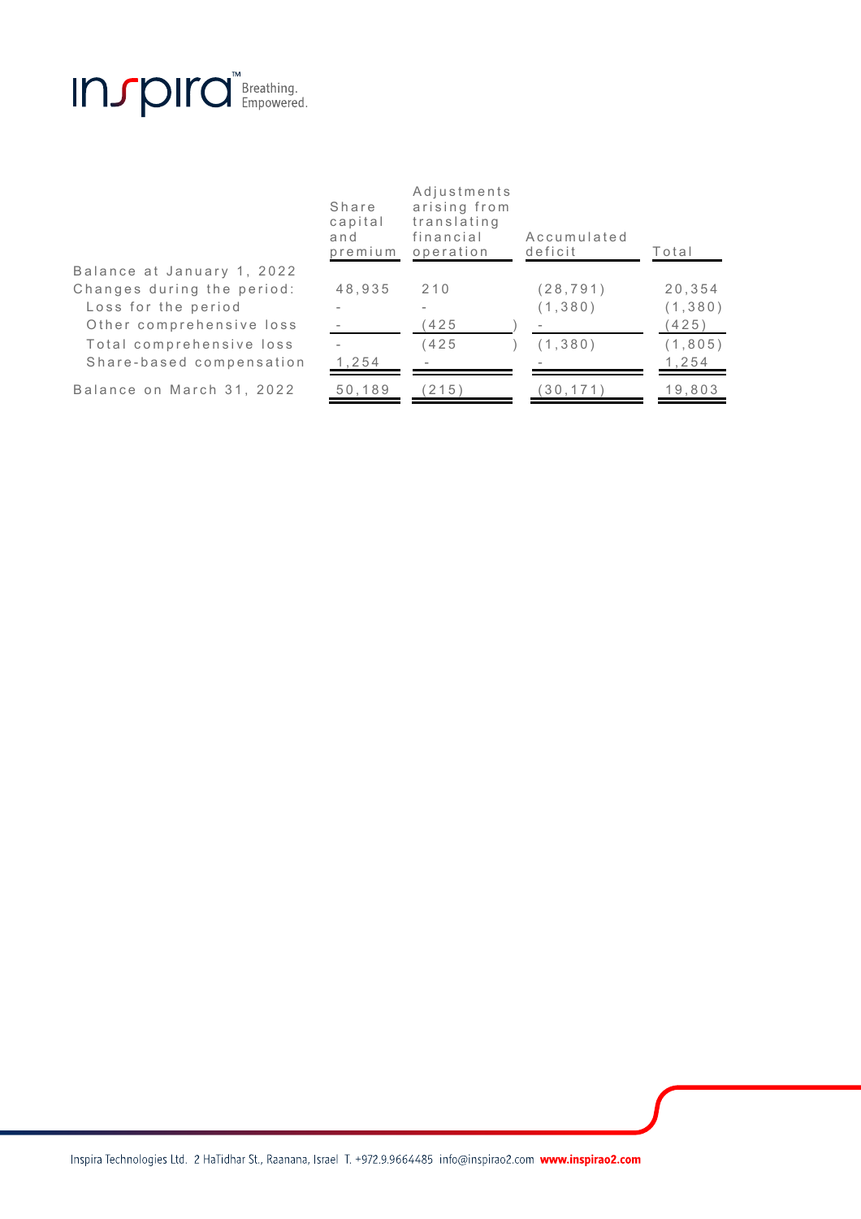| | Share capital and premium | Adjustments arising from translating financial operation | Accumulated deficit | Total |
|---|---|---|---|---|
| Balance at January 1, 2022 | | | | |
| Changes during the period: | 48,935 | 210 | (28,791) | 20,354 |
| Loss for the period | - | - | (1,380) | (1,380) |
| Other comprehensive loss | - | (425) | - | (425) |
| Total comprehensive loss | - | (425) | (1,380) | (1,805) |
| Share-based compensation | 1,254 | - | - | 1,254 |
| Balance on March 31, 2022 | 50,189 | (215) | (30,171) | 19,803 |